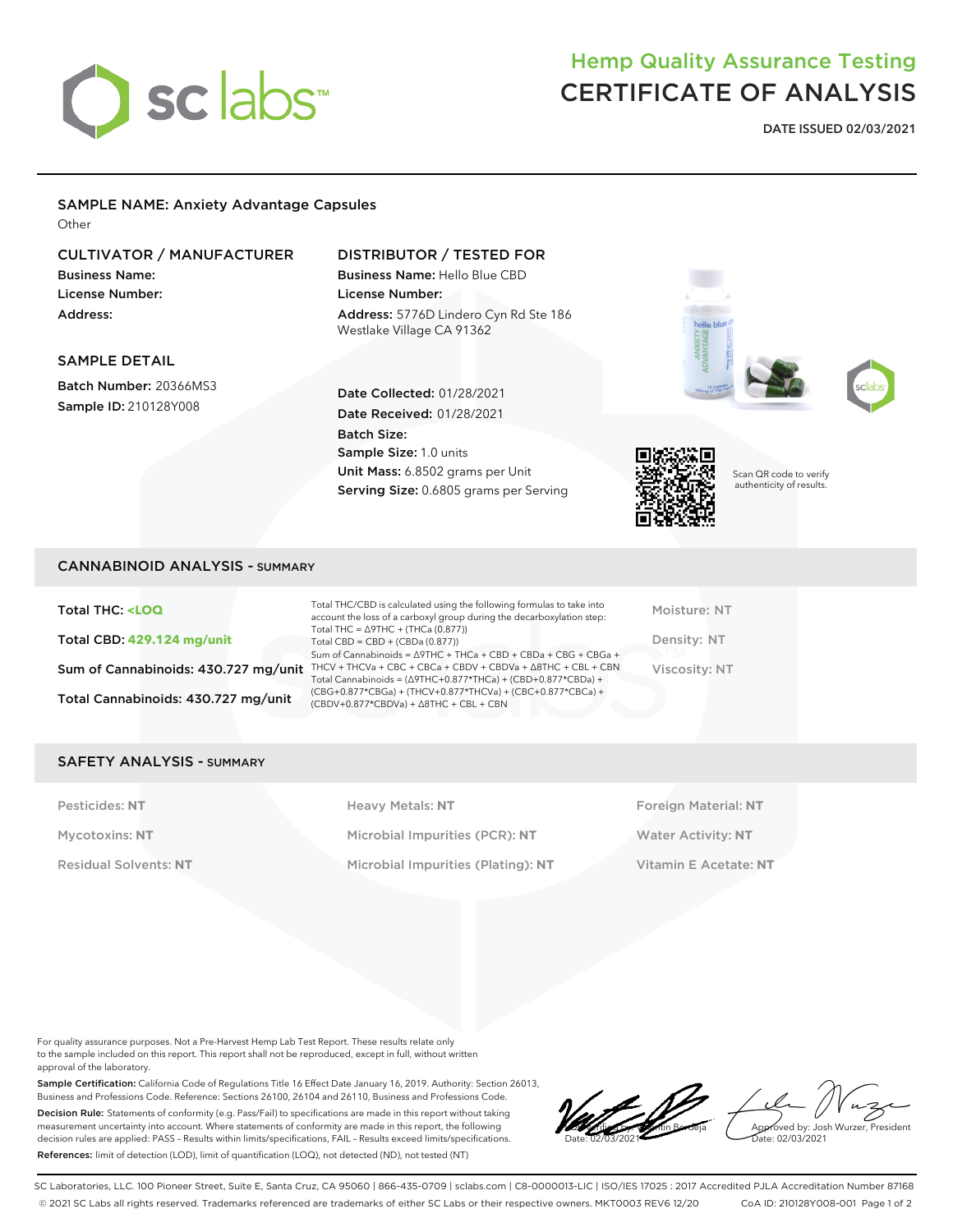# Hemp Quality Assurance Testing
# CERTIFICATE OF ANALYSIS

**DATE ISSUED 02/03/2021**

## SAMPLE NAME: Anxiety Advantage Capsules

Other

### CULTIVATOR / MANUFACTURER

**Business Name:**
**License Number:**
**Address:**

### DISTRIBUTOR / TESTED FOR

**Business Name:** Hello Blue CBD
**License Number:**
**Address:** 5776D Lindero Cyn Rd Ste 186 Westlake Village CA 91362

### SAMPLE DETAIL

**Batch Number:** 20366MS3
**Sample ID:** 210128Y008

**Date Collected:** 01/28/2021
**Date Received:** 01/28/2021
**Batch Size:**
**Sample Size:** 1.0 units
**Unit Mass:** 6.8502 grams per Unit
**Serving Size:** 0.6805 grams per Serving

Scan QR code to verify authenticity of results.

## CANNABINOID ANALYSIS - SUMMARY

**Total THC: <LOQ**

**Total CBD: 429.124 mg/unit**

**Sum of Cannabinoids: 430.727 mg/unit**

**Total Cannabinoids: 430.727 mg/unit**

Total THC/CBD is calculated using the following formulas to take into account the loss of a carboxyl group during the decarboxylation step:
Total THC = Δ9THC + (THCa (0.877))
Total CBD = CBD + (CBDa (0.877))
Sum of Cannabinoids = Δ9THC + THCa + CBD + CBDa + CBG + CBGa + THCV + THCVa + CBC + CBCa + CBDV + CBDVa + Δ8THC + CBL + CBN
Total Cannabinoids = (Δ9THC+0.877*THCa) + (CBD+0.877*CBDa) + (CBG+0.877*CBGa) + (THCV+0.877*THCVa) + (CBC+0.877*CBCa) + (CBDV+0.877*CBDVa) + Δ8THC + CBL + CBN

Moisture: NT
Density: NT
Viscosity: NT

## SAFETY ANALYSIS - SUMMARY

| | | |
|---|---|---|
| Pesticides: **NT** | Heavy Metals: **NT** | Foreign Material: **NT** |
| Mycotoxins: **NT** | Microbial Impurities (PCR): **NT** | Water Activity: **NT** |
| Residual Solvents: **NT** | Microbial Impurities (Plating): **NT** | Vitamin E Acetate: **NT** |

For quality assurance purposes. Not a Pre-Harvest Hemp Lab Test Report. These results relate only to the sample included on this report. This report shall not be reproduced, except in full, without written approval of the laboratory.

**Sample Certification:** California Code of Regulations Title 16 Effect Date January 16, 2019. Authority: Section 26013, Business and Professions Code. Reference: Sections 26100, 26104 and 26110, Business and Professions Code.

**Decision Rule:** Statements of conformity (e.g. Pass/Fail) to specifications are made in this report without taking measurement uncertainty into account. Where statements of conformity are made in this report, the following decision rules are applied: PASS – Results within limits/specifications, FAIL – Results exceed limits/specifications.

**References:** limit of detection (LOD), limit of quantification (LOQ), not detected (ND), not tested (NT)

Verified by: Valentin Berdeja
Date: 02/03/2021

Approved by: Josh Wurzer, President
Date: 02/03/2021

SC Laboratories, LLC. 100 Pioneer Street, Suite E, Santa Cruz, CA 95060 | 866-435-0709 | sclabs.com | C8-0000013-LIC | ISO/IES 17025 : 2017 Accredited PJLA Accreditation Number 87168
© 2021 SC Labs all rights reserved. Trademarks referenced are trademarks of either SC Labs or their respective owners. MKT0003 REV6 12/20 CoA ID: 210128Y008-001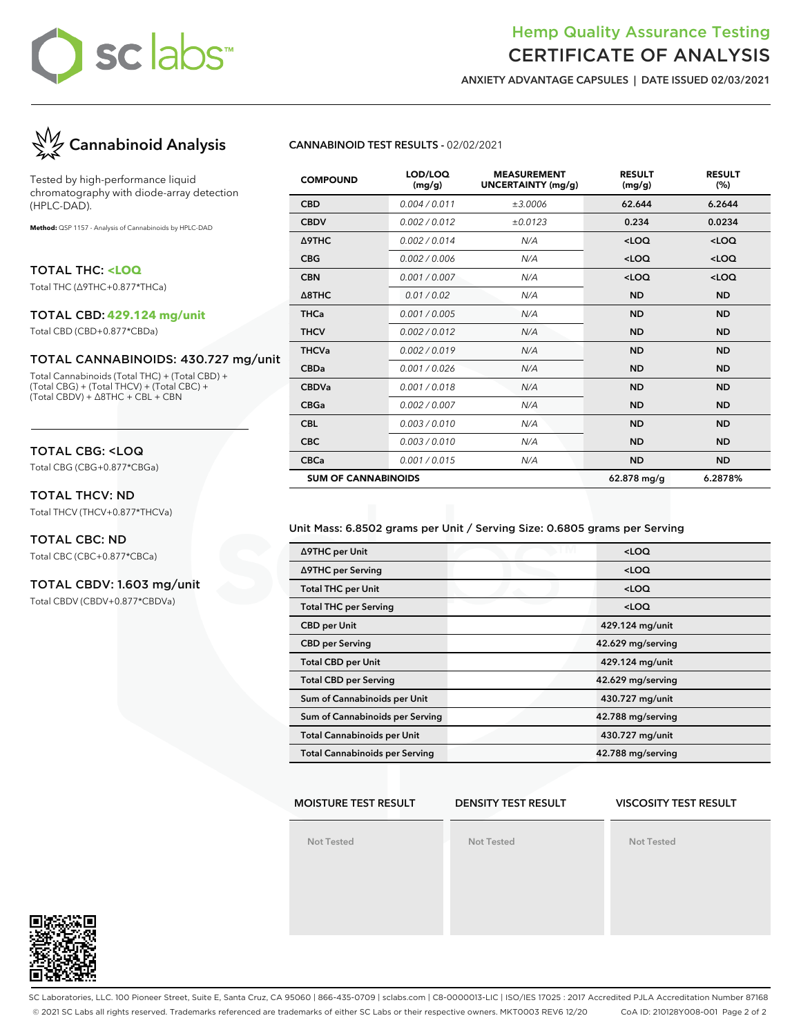# Hemp Quality Assurance Testing
# CERTIFICATE OF ANALYSIS

**ANXIETY ADVANTAGE CAPSULES | DATE ISSUED 02/03/2021**

## Cannabinoid Analysis

Tested by high-performance liquid chromatography with diode-array detection (HPLC-DAD).

**Method:** QSP 1157 - Analysis of Cannabinoids by HPLC-DAD

### TOTAL THC: <LOQ

Total THC (Δ9THC+0.877*THCa)

### TOTAL CBD: 429.124 mg/unit

Total CBD (CBD+0.877*CBDa)

### TOTAL CANNABINOIDS: 430.727 mg/unit

Total Cannabinoids (Total THC) + (Total CBD) + (Total CBG) + (Total THCV) + (Total CBC) + (Total CBDV) + Δ8THC + CBL + CBN

### TOTAL CBG: <LOQ

Total CBG (CBG+0.877*CBGa)

### TOTAL THCV: ND

Total THCV (THCV+0.877*THCVa)

### TOTAL CBC: ND

Total CBC (CBC+0.877*CBCa)

### TOTAL CBDV: 1.603 mg/unit

Total CBDV (CBDV+0.877*CBDVa)

**CANNABINOID TEST RESULTS** - 02/02/2021

| COMPOUND | LOD/LOQ (mg/g) | MEASUREMENT UNCERTAINTY (mg/g) | RESULT (mg/g) | RESULT (%) |
|---|---|---|---|---|
| CBD | 0.004 / 0.011 | ±3.0006 | 62.644 | 6.2644 |
| CBDV | 0.002 / 0.012 | ±0.0123 | 0.234 | 0.0234 |
| Δ9THC | 0.002 / 0.014 | N/A | <LOQ | <LOQ |
| CBG | 0.002 / 0.006 | N/A | <LOQ | <LOQ |
| CBN | 0.001 / 0.007 | N/A | <LOQ | <LOQ |
| Δ8THC | 0.01 / 0.02 | N/A | ND | ND |
| THCa | 0.001 / 0.005 | N/A | ND | ND |
| THCV | 0.002 / 0.012 | N/A | ND | ND |
| THCVa | 0.002 / 0.019 | N/A | ND | ND |
| CBDa | 0.001 / 0.026 | N/A | ND | ND |
| CBDVa | 0.001 / 0.018 | N/A | ND | ND |
| CBGa | 0.002 / 0.007 | N/A | ND | ND |
| CBL | 0.003 / 0.010 | N/A | ND | ND |
| CBC | 0.003 / 0.010 | N/A | ND | ND |
| CBCa | 0.001 / 0.015 | N/A | ND | ND |
| **SUM OF CANNABINOIDS** | | | 62.878 mg/g | 6.2878% |

Unit Mass: 6.8502 grams per Unit / Serving Size: 0.6805 grams per Serving

| | |
|---|---|
| Δ9THC per Unit | <LOQ |
| Δ9THC per Serving | <LOQ |
| Total THC per Unit | <LOQ |
| Total THC per Serving | <LOQ |
| CBD per Unit | 429.124 mg/unit |
| CBD per Serving | 42.629 mg/serving |
| Total CBD per Unit | 429.124 mg/unit |
| Total CBD per Serving | 42.629 mg/serving |
| Sum of Cannabinoids per Unit | 430.727 mg/unit |
| Sum of Cannabinoids per Serving | 42.788 mg/serving |
| Total Cannabinoids per Unit | 430.727 mg/unit |
| Total Cannabinoids per Serving | 42.788 mg/serving |

| MOISTURE TEST RESULT | DENSITY TEST RESULT | VISCOSITY TEST RESULT |
|---|---|---|
| Not Tested | Not Tested | Not Tested |

SC Laboratories, LLC. 100 Pioneer Street, Suite E, Santa Cruz, CA 95060 | 866-435-0709 | sclabs.com | C8-0000013-LIC | ISO/IES 17025 : 2017 Accredited PJLA Accreditation Number 87168

© 2021 SC Labs all rights reserved. Trademarks referenced are trademarks of either SC Labs or their respective owners. MKT0003 REV6 12/20 CoA ID: 210128Y008-001